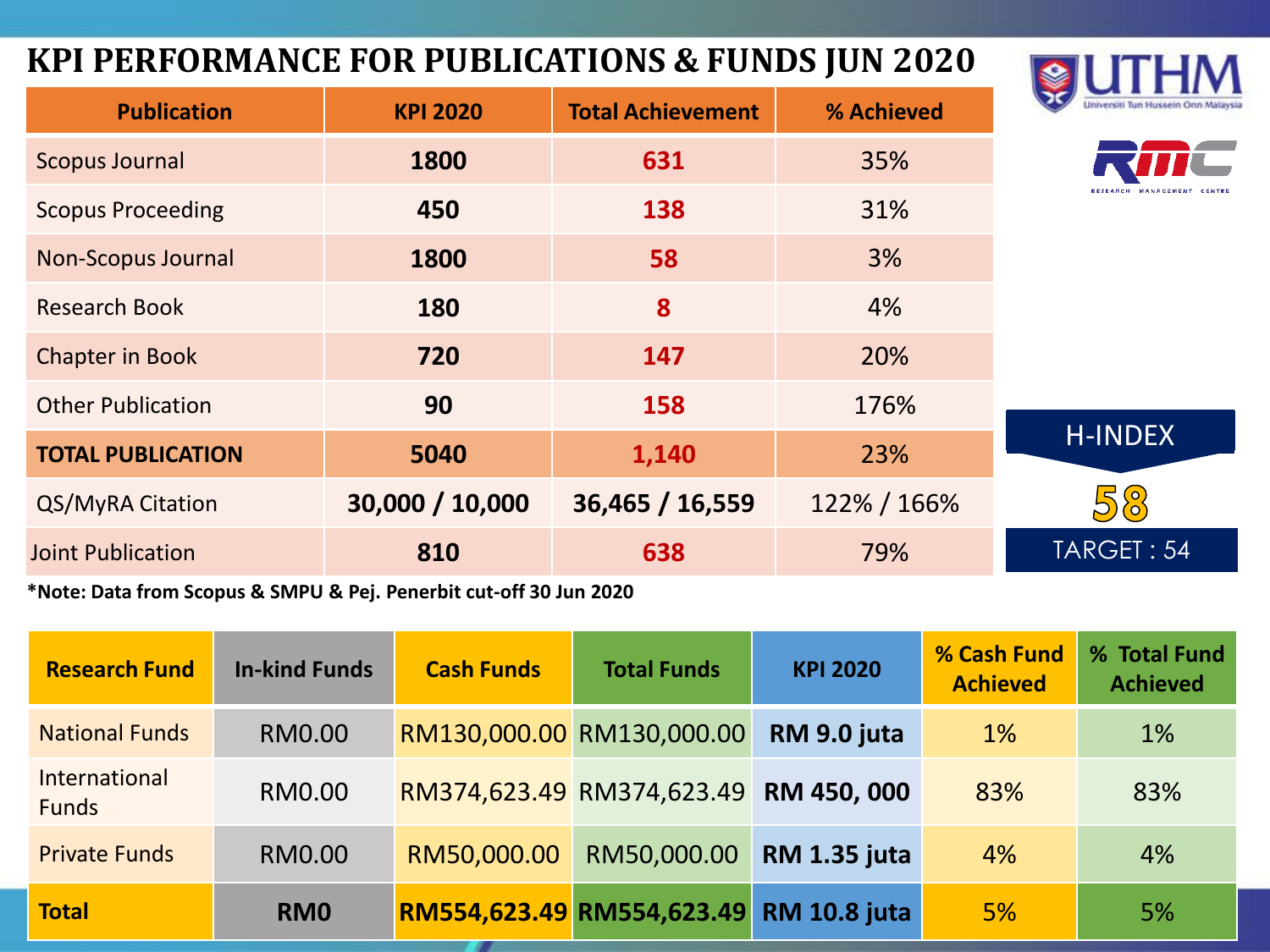# KPI PERFORMANCE FOR PUBLICATIONS & FUNDS JUN 2020

UTHM Universiti Tun Hussein Onn Malaysia

RMC RESEARCH MANAGEMENT CENTRE

| Publication | KPI 2020 | Total Achievement | % Achieved |
|---|---|---|---|
| Scopus Journal | **1800** | **631** | 35% |
| Scopus Proceeding | **450** | **138** | 31% |
| Non-Scopus Journal | **1800** | **58** | 3% |
| Research Book | **180** | **8** | 4% |
| Chapter in Book | **720** | **147** | 20% |
| Other Publication | **90** | **158** | 176% |
| **TOTAL PUBLICATION** | **5040** | **1,140** | 23% |
| QS/MyRA Citation | **30,000 / 10,000** | **36,465 / 16,559** | 122% / 166% |
| Joint Publication | **810** | **638** | 79% |

**\*Note: Data from Scopus & SMPU & Pej. Penerbit cut-off 30 Jun 2020**

H-INDEX

**58**

TARGET : 54

| Research Fund | In-kind Funds | Cash Funds | Total Funds | KPI 2020 | % Cash Fund Achieved | % Total Fund Achieved |
|---|---|---|---|---|---|---|
| National Funds | RM0.00 | RM130,000.00 | RM130,000.00 | **RM 9.0 juta** | 1% | 1% |
| International Funds | RM0.00 | RM374,623.49 | RM374,623.49 | **RM 450, 000** | 83% | 83% |
| Private Funds | RM0.00 | RM50,000.00 | RM50,000.00 | **RM 1.35 juta** | 4% | 4% |
| **Total** | **RM0** | **RM554,623.49** | **RM554,623.49** | **RM 10.8 juta** | 5% | 5% |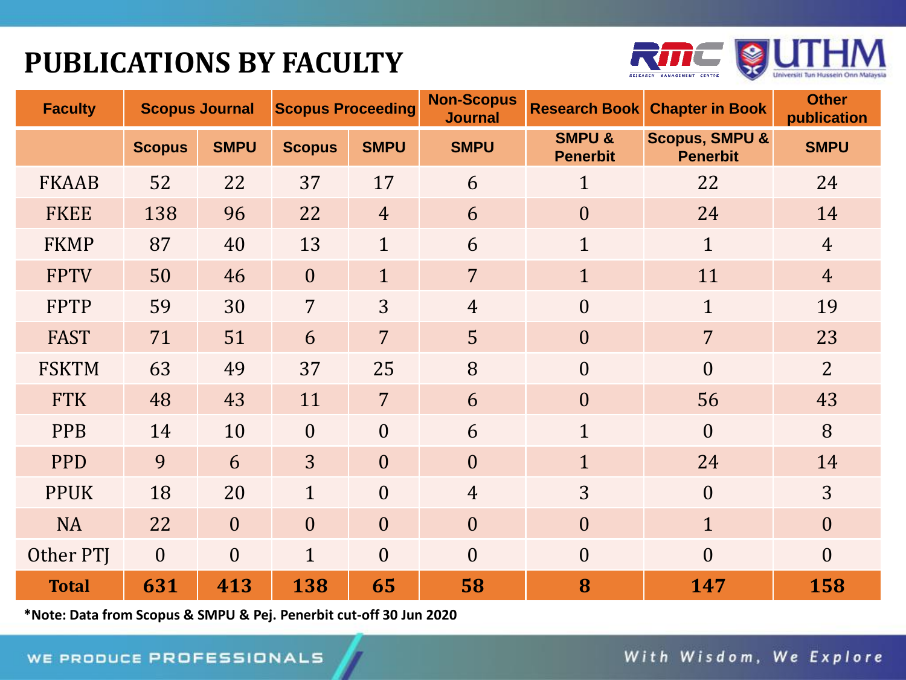# PUBLICATIONS BY FACULTY

| Faculty | Scopus Journal | | Scopus Proceeding | | Non-Scopus Journal | Research Book | Chapter in Book | Other publication |
|---|---|---|---|---|---|---|---|---|
| | Scopus | SMPU | Scopus | SMPU | SMPU | SMPU & Penerbit | Scopus, SMPU & Penerbit | SMPU |
| FKAAB | 52 | 22 | 37 | 17 | 6 | 1 | 22 | 24 |
| FKEE | 138 | 96 | 22 | 4 | 6 | 0 | 24 | 14 |
| FKMP | 87 | 40 | 13 | 1 | 6 | 1 | 1 | 4 |
| FPTV | 50 | 46 | 0 | 1 | 7 | 1 | 11 | 4 |
| FPTP | 59 | 30 | 7 | 3 | 4 | 0 | 1 | 19 |
| FAST | 71 | 51 | 6 | 7 | 5 | 0 | 7 | 23 |
| FSKTM | 63 | 49 | 37 | 25 | 8 | 0 | 0 | 2 |
| FTK | 48 | 43 | 11 | 7 | 6 | 0 | 56 | 43 |
| PPB | 14 | 10 | 0 | 0 | 6 | 1 | 0 | 8 |
| PPD | 9 | 6 | 3 | 0 | 0 | 1 | 24 | 14 |
| PPUK | 18 | 20 | 1 | 0 | 4 | 3 | 0 | 3 |
| NA | 22 | 0 | 0 | 0 | 0 | 0 | 1 | 0 |
| Other PTJ | 0 | 0 | 1 | 0 | 0 | 0 | 0 | 0 |
| **Total** | **631** | **413** | **138** | **65** | **58** | **8** | **147** | **158** |

***Note: Data from Scopus & SMPU & Pej. Penerbit cut-off 30 Jun 2020**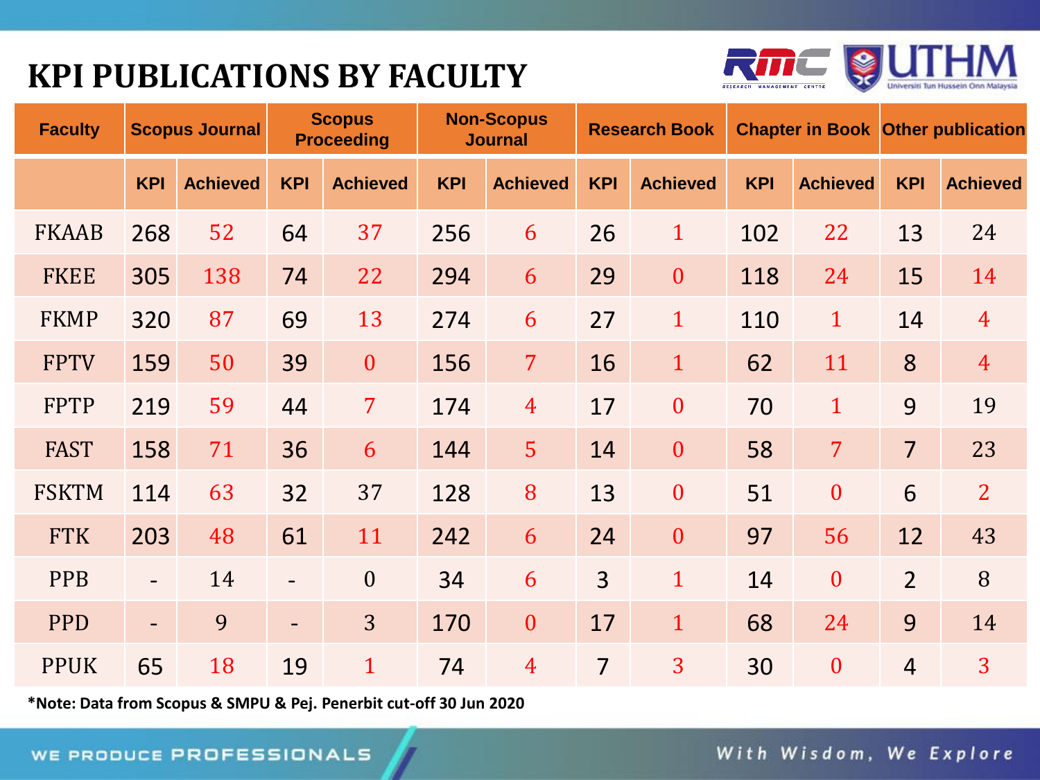# KPI PUBLICATIONS BY FACULTY

| Faculty | Scopus Journal | | Scopus Proceeding | | Non-Scopus Journal | | Research Book | | Chapter in Book | | Other publication | |
|---|---|---|---|---|---|---|---|---|---|---|---|---|
| | KPI | Achieved | KPI | Achieved | KPI | Achieved | KPI | Achieved | KPI | Achieved | KPI | Achieved |
| FKAAB | 268 | 52 | 64 | 37 | 256 | 6 | 26 | 1 | 102 | 22 | 13 | 24 |
| FKEE | 305 | 138 | 74 | 22 | 294 | 6 | 29 | 0 | 118 | 24 | 15 | 14 |
| FKMP | 320 | 87 | 69 | 13 | 274 | 6 | 27 | 1 | 110 | 1 | 14 | 4 |
| FPTV | 159 | 50 | 39 | 0 | 156 | 7 | 16 | 1 | 62 | 11 | 8 | 4 |
| FPTP | 219 | 59 | 44 | 7 | 174 | 4 | 17 | 0 | 70 | 1 | 9 | 19 |
| FAST | 158 | 71 | 36 | 6 | 144 | 5 | 14 | 0 | 58 | 7 | 7 | 23 |
| FSKTM | 114 | 63 | 32 | 37 | 128 | 8 | 13 | 0 | 51 | 0 | 6 | 2 |
| FTK | 203 | 48 | 61 | 11 | 242 | 6 | 24 | 0 | 97 | 56 | 12 | 43 |
| PPB | - | 14 | - | 0 | 34 | 6 | 3 | 1 | 14 | 0 | 2 | 8 |
| PPD | - | 9 | - | 3 | 170 | 0 | 17 | 1 | 68 | 24 | 9 | 14 |
| PPUK | 65 | 18 | 19 | 1 | 74 | 4 | 7 | 3 | 30 | 0 | 4 | 3 |

***Note: Data from Scopus & SMPU & Pej. Penerbit cut-off 30 Jun 2020**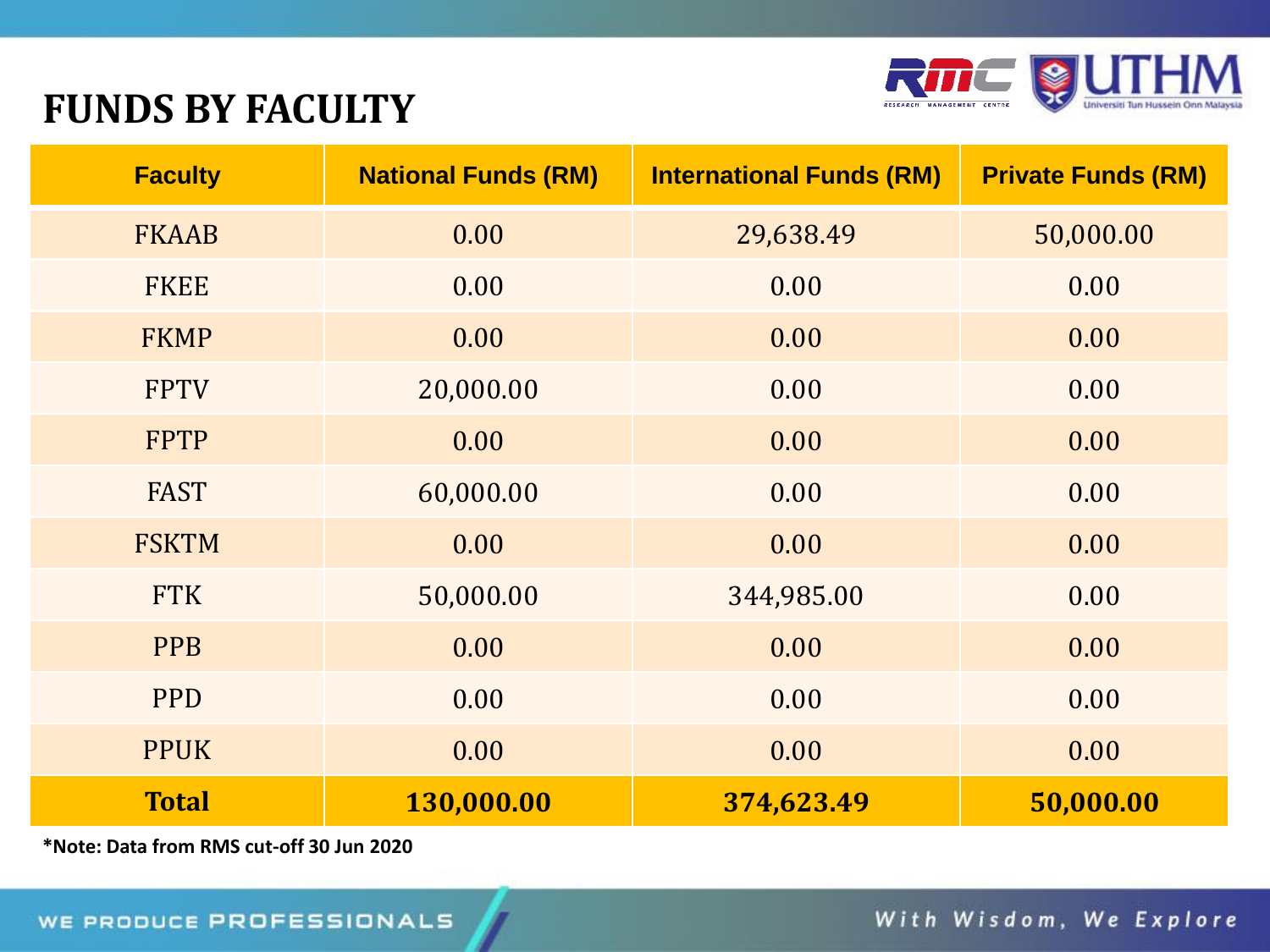# FUNDS BY FACULTY

| Faculty | National Funds (RM) | International Funds (RM) | Private Funds (RM) |
|---|---|---|---|
| FKAAB | 0.00 | 29,638.49 | 50,000.00 |
| FKEE | 0.00 | 0.00 | 0.00 |
| FKMP | 0.00 | 0.00 | 0.00 |
| FPTV | 20,000.00 | 0.00 | 0.00 |
| FPTP | 0.00 | 0.00 | 0.00 |
| FAST | 60,000.00 | 0.00 | 0.00 |
| FSKTM | 0.00 | 0.00 | 0.00 |
| FTK | 50,000.00 | 344,985.00 | 0.00 |
| PPB | 0.00 | 0.00 | 0.00 |
| PPD | 0.00 | 0.00 | 0.00 |
| PPUK | 0.00 | 0.00 | 0.00 |
| **Total** | **130,000.00** | **374,623.49** | **50,000.00** |

**\*Note: Data from RMS cut-off 30 Jun 2020**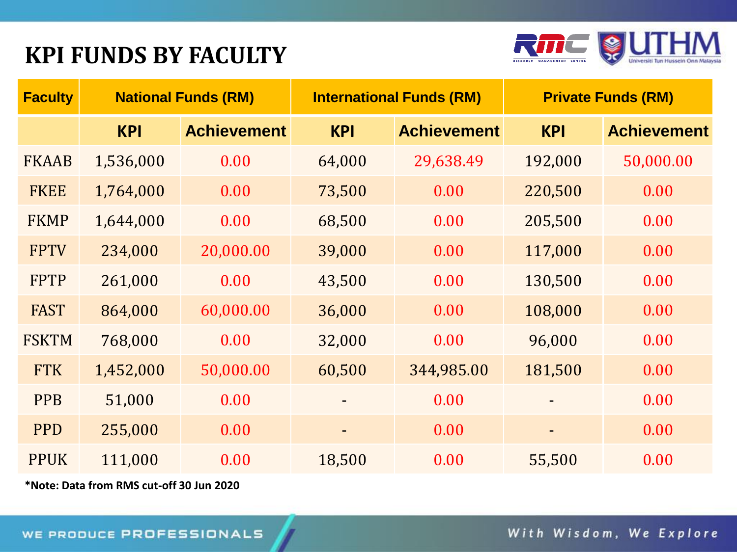# KPI FUNDS BY FACULTY

| Faculty | National Funds (RM) | | International Funds (RM) | | Private Funds (RM) | |
|---|---|---|---|---|---|---|
| | KPI | Achievement | KPI | Achievement | KPI | Achievement |
| FKAAB | 1,536,000 | 0.00 | 64,000 | 29,638.49 | 192,000 | 50,000.00 |
| FKEE | 1,764,000 | 0.00 | 73,500 | 0.00 | 220,500 | 0.00 |
| FKMP | 1,644,000 | 0.00 | 68,500 | 0.00 | 205,500 | 0.00 |
| FPTV | 234,000 | 20,000.00 | 39,000 | 0.00 | 117,000 | 0.00 |
| FPTP | 261,000 | 0.00 | 43,500 | 0.00 | 130,500 | 0.00 |
| FAST | 864,000 | 60,000.00 | 36,000 | 0.00 | 108,000 | 0.00 |
| FSKTM | 768,000 | 0.00 | 32,000 | 0.00 | 96,000 | 0.00 |
| FTK | 1,452,000 | 50,000.00 | 60,500 | 344,985.00 | 181,500 | 0.00 |
| PPB | 51,000 | 0.00 | - | 0.00 | - | 0.00 |
| PPD | 255,000 | 0.00 | - | 0.00 | - | 0.00 |
| PPUK | 111,000 | 0.00 | 18,500 | 0.00 | 55,500 | 0.00 |

**\*Note: Data from RMS cut-off 30 Jun 2020**

WE PRODUCE PROFESSIONALS

*With Wisdom, We Explore*